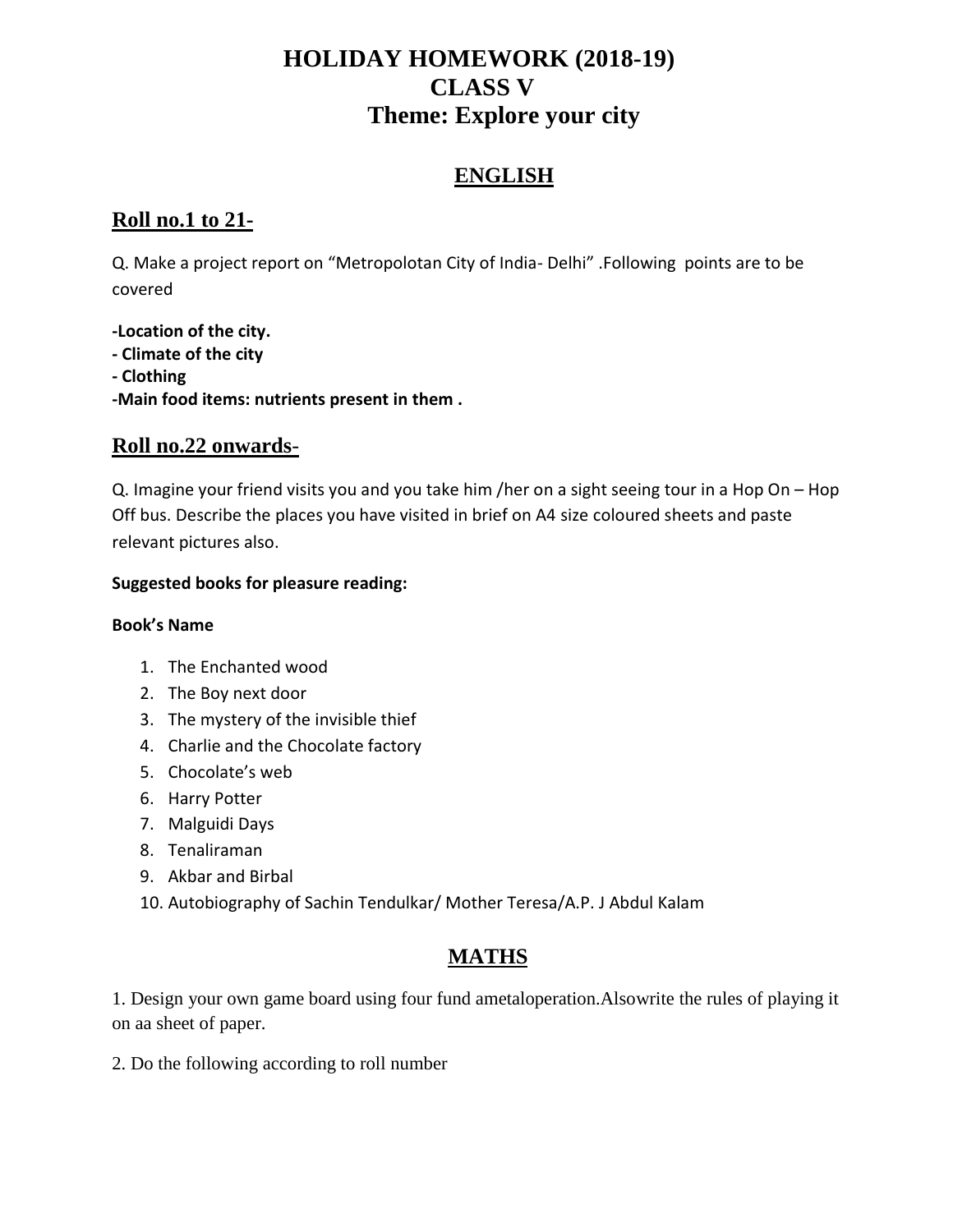# HOLIDAY HOMEWORK (2018-19)
# CLASS V
# Theme: Explore your city

## ENGLISH

### Roll no.1 to 21-

Q. Make a project report on "Metropolotan City of India- Delhi" .Following points are to be covered

**-Location of the city.**
**- Climate of the city**
**- Clothing**
**-Main food items: nutrients present in them .**

### Roll no.22 onwards-

Q. Imagine your friend visits you and you take him /her on a sight seeing tour in a Hop On – Hop Off bus. Describe the places you have visited in brief on A4 size coloured sheets and paste relevant pictures also.

**Suggested books for pleasure reading:**

**Book's Name**

1. The Enchanted wood
2. The Boy next door
3. The mystery of the invisible thief
4. Charlie and the Chocolate factory
5. Chocolate's web
6. Harry Potter
7. Malguidi Days
8. Tenaliraman
9. Akbar and Birbal
10. Autobiography of Sachin Tendulkar/ Mother Teresa/A.P. J Abdul Kalam

## MATHS

1. Design your own game board using four fund ametaloperation.Alsowrite the rules of playing it on aa sheet of paper.

2. Do the following according to roll number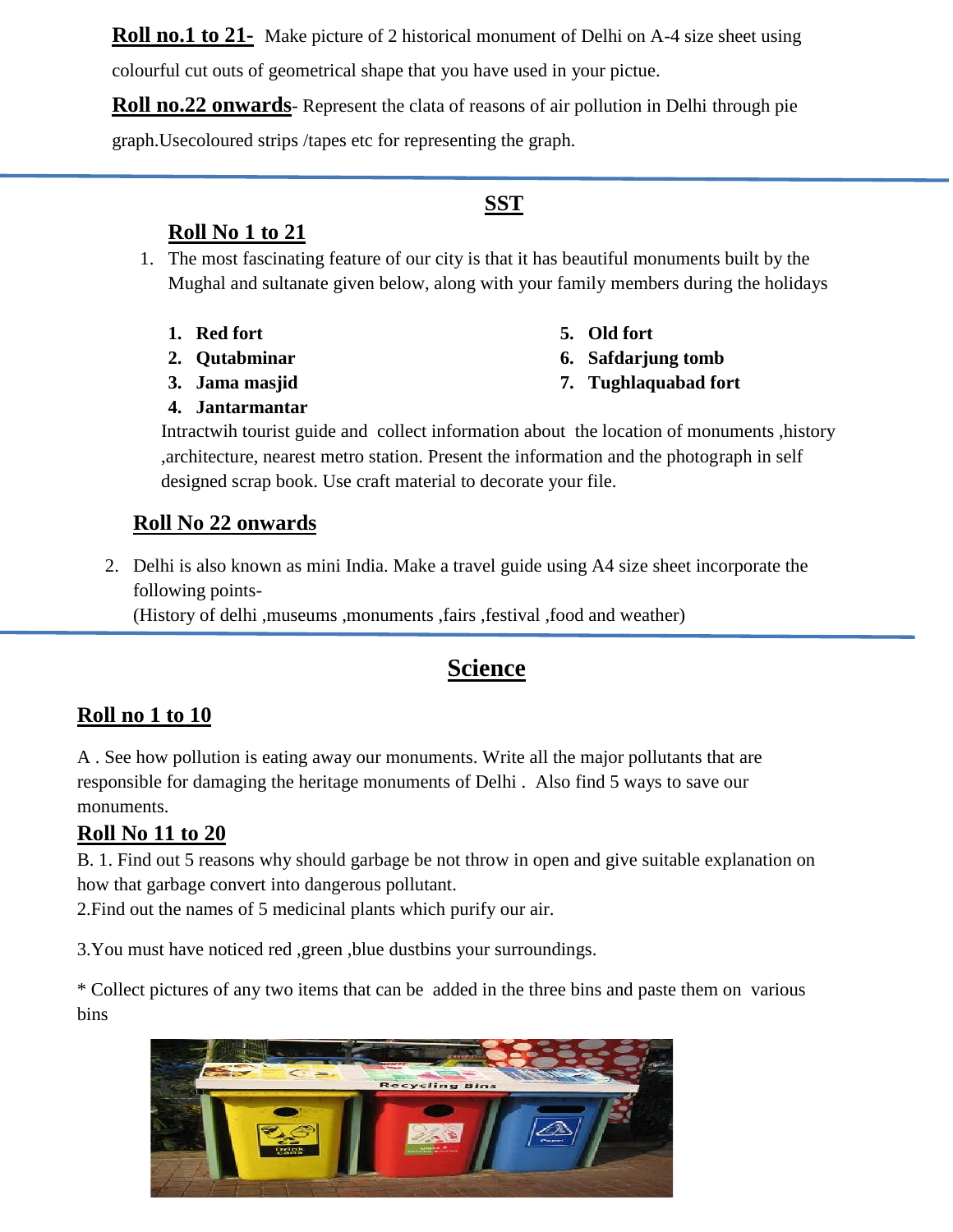**Roll no.1 to 21-** Make picture of 2 historical monument of Delhi on A-4 size sheet using colourful cut outs of geometrical shape that you have used in your pictue.

**Roll no.22 onwards**- Represent the clata of reasons of air pollution in Delhi through pie graph.Usecoloured strips /tapes etc for representing the graph.

---

## SST

### Roll No 1 to 21

1. The most fascinating feature of our city is that it has beautiful monuments built by the Mughal and sultanate given below, along with your family members during the holidays

   1. **Red fort**
   2. **Qutabminar**
   3. **Jama masjid**
   4. **Jantarmantar**
   5. **Old fort**
   6. **Safdarjung tomb**
   7. **Tughlaquabad fort**

   Intractwih tourist guide and collect information about the location of monuments ,history ,architecture, nearest metro station. Present the information and the photograph in self designed scrap book. Use craft material to decorate your file.

### Roll No 22 onwards

2. Delhi is also known as mini India. Make a travel guide using A4 size sheet incorporate the following points-
   (History of delhi ,museums ,monuments ,fairs ,festival ,food and weather)

---

## Science

### Roll no 1 to 10

A . See how pollution is eating away our monuments. Write all the major pollutants that are responsible for damaging the heritage monuments of Delhi . Also find 5 ways to save our monuments.

### Roll No 11 to 20

B. 1. Find out 5 reasons why should garbage be not throw in open and give suitable explanation on how that garbage convert into dangerous pollutant.

2.Find out the names of 5 medicinal plants which purify our air.

3.You must have noticed red ,green ,blue dustbins your surroundings.

* Collect pictures of any two items that can be added in the three bins and paste them on various bins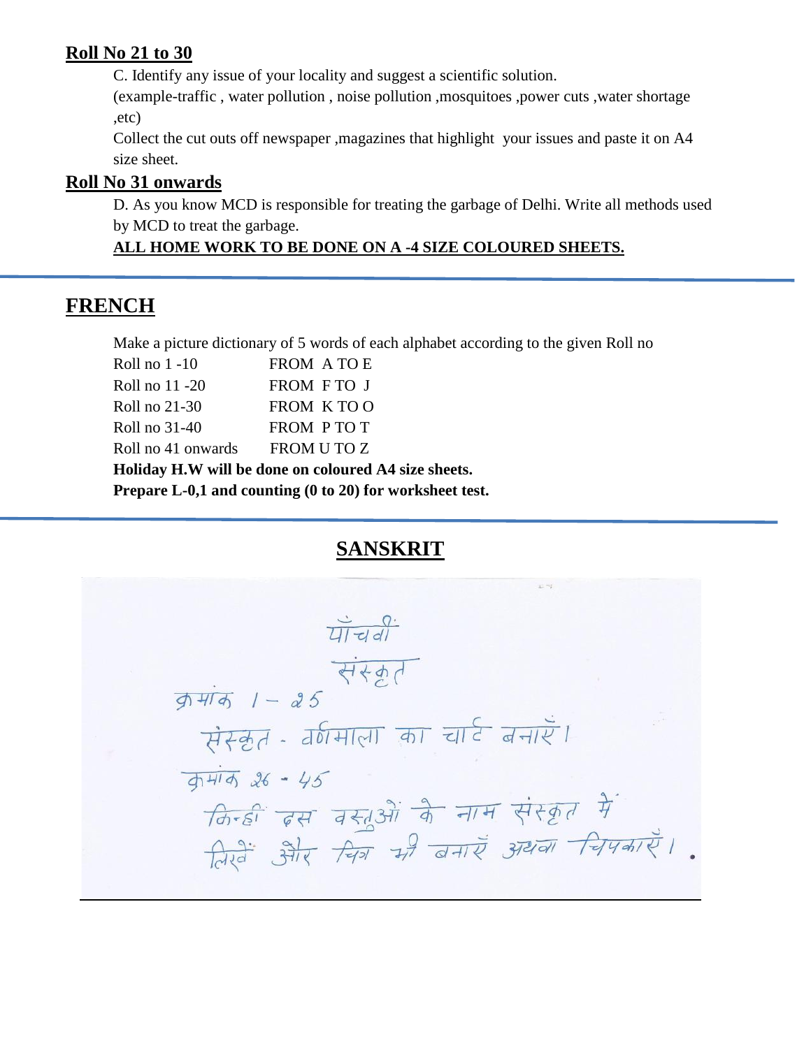**Roll No 21 to 30**

C. Identify any issue of your locality and suggest a scientific solution.
(example-traffic , water pollution , noise pollution ,mosquitoes ,power cuts ,water shortage ,etc)
Collect the cut outs off newspaper ,magazines that highlight your issues and paste it on A4 size sheet.

**Roll No 31 onwards**

D. As you know MCD is responsible for treating the garbage of Delhi. Write all methods used by MCD to treat the garbage.

**ALL HOME WORK TO BE DONE ON A -4 SIZE COLOURED SHEETS.**

## FRENCH

Make a picture dictionary of 5 words of each alphabet according to the given Roll no

| | |
|---|---|
| Roll no 1 -10 | FROM A TO E |
| Roll no 11 -20 | FROM F TO J |
| Roll no 21-30 | FROM K TO O |
| Roll no 31-40 | FROM P TO T |
| Roll no 41 onwards | FROM U TO Z |

**Holiday H.W will be done on coloured A4 size sheets.**
**Prepare L-0,1 and counting (0 to 20) for worksheet test.**

## SANSKRIT

पाँचवीं

संस्कृत

क्रमांक 1 – 25

संस्कृत - वर्णमाला का चार्ट बनाएँ।

क्रमांक 26 - 45

किन्हीं दस वस्तुओं के नाम संस्कृत में लिखें और चित्र भी बनाएँ अथवा चिपकाएँ।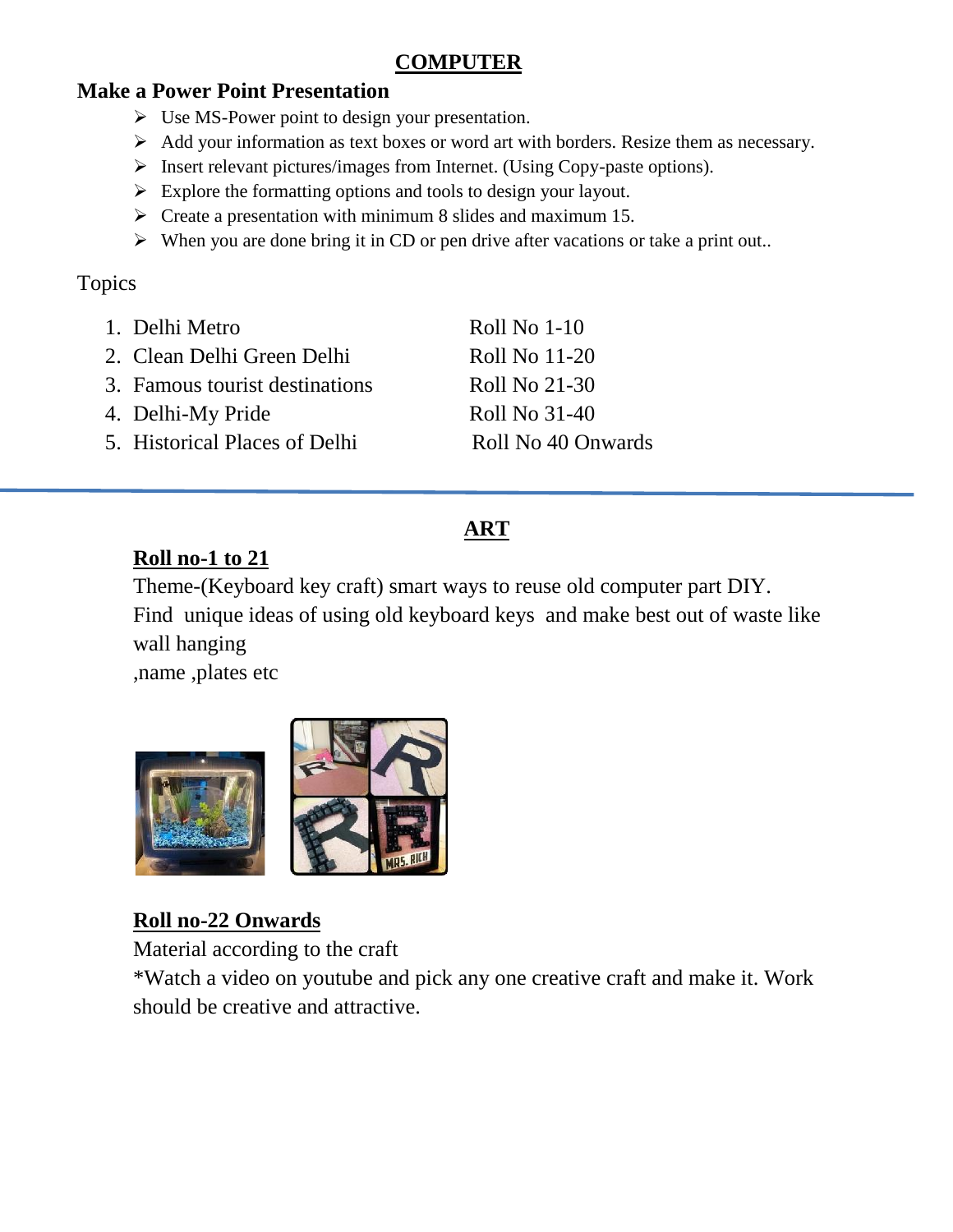# COMPUTER

## Make a Power Point Presentation

- Use MS-Power point to design your presentation.
- Add your information as text boxes or word art with borders. Resize them as necessary.
- Insert relevant pictures/images from Internet. (Using Copy-paste options).
- Explore the formatting options and tools to design your layout.
- Create a presentation with minimum 8 slides and maximum 15.
- When you are done bring it in CD or pen drive after vacations or take a print out..

Topics

| Topic | Roll No |
|---|---|
| 1. Delhi Metro | Roll No 1-10 |
| 2. Clean Delhi Green Delhi | Roll No 11-20 |
| 3. Famous tourist destinations | Roll No 21-30 |
| 4. Delhi-My Pride | Roll No 31-40 |
| 5. Historical Places of Delhi | Roll No 40 Onwards |

---

# ART

**Roll no-1 to 21**

Theme-(Keyboard key craft) smart ways to reuse old computer part DIY.
Find unique ideas of using old keyboard keys and make best out of waste like wall hanging
,name ,plates etc

**Roll no-22 Onwards**

Material according to the craft
*Watch a video on youtube and pick any one creative craft and make it. Work should be creative and attractive.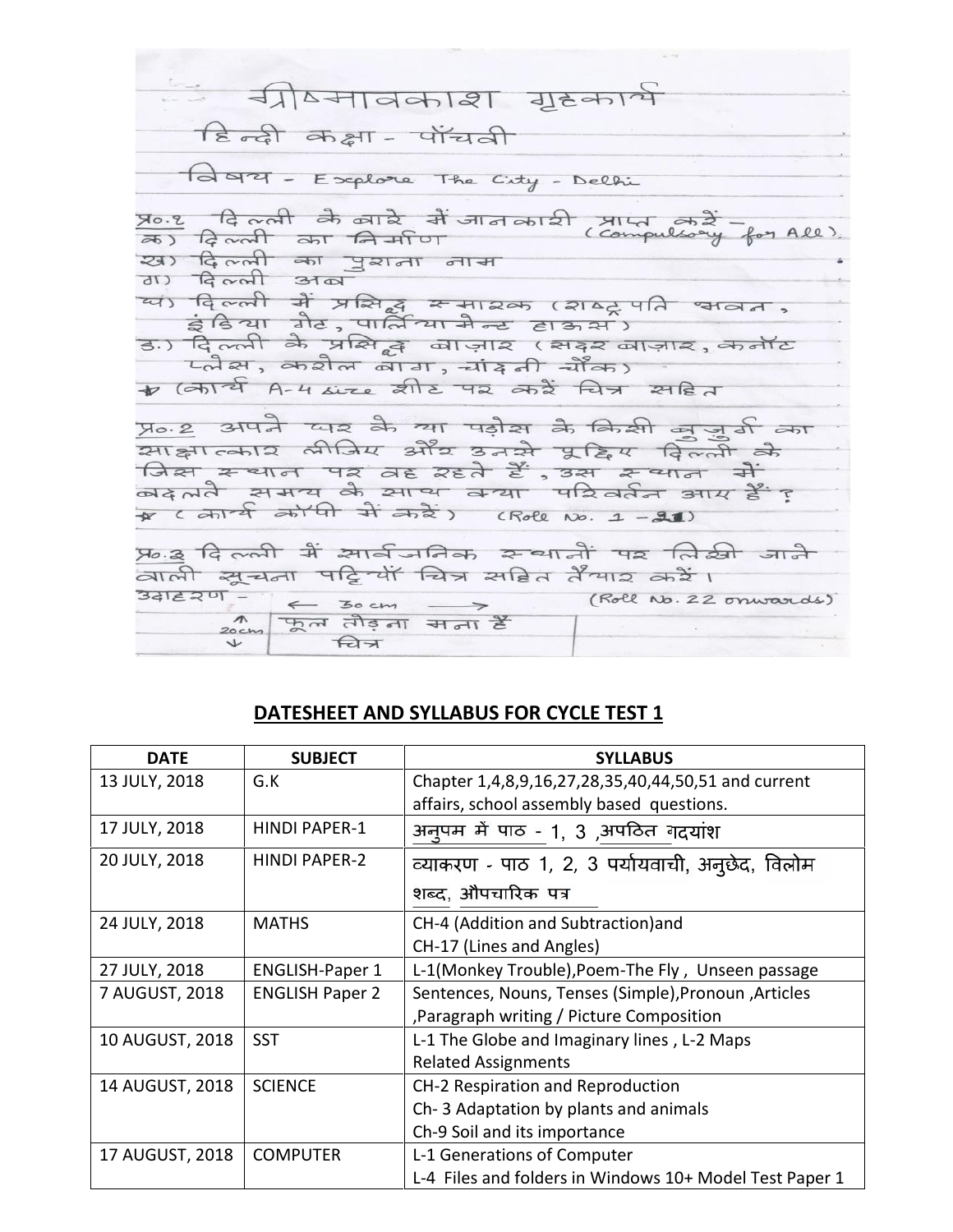ग्रीष्मावकाश गृहकार्य

हिन्दी कक्षा - पाँचवी

विषय - Explore The City - Delhi

प्र०1 दिल्ली के बारे में जानकारी प्राप्त करें - (Compulsory for All)

क) दिल्ली का निर्माण

ख) दिल्ली का पुराना नाम

ग) दिल्ली अब

घ) दिल्ली में प्रसिद्ध स्मारक (राष्ट्रपति भवन, इंडिया गेट, पार्लियामेन्ट हाउस)

ङ) दिल्ली के प्रसिद्ध बाज़ार (सदर बाज़ार, कनॉट प्लेस, करोल बाग, चांदनी चौंक)

* (कार्य A-4 size शीट पर करें चित्र सहित

प्र०2 अपने घर के या पड़ोस के किसी बुज़ुर्ग का साक्षात्कार लीजिए और उनसे पूछिए दिल्ली के जिस स्थान पर वह रहते हैं, उस स्थान में बदलते समय के साथ क्या परिवर्तन आए हैं?

* (कार्य कॉपी में करें) (Roll No. 1 - 21)

प्र०3 दिल्ली में सार्वजनिक स्थानों पर लिखी जाने वाली सूचना पट्टियाँ चित्र सहित तैयार करें। (Roll No. 22 onwards)

उदाहरण - ← 30 cm → ↕ 20 cm

फूल तोड़ना मना है

चित्र

## DATESHEET AND SYLLABUS FOR CYCLE TEST 1

| DATE | SUBJECT | SYLLABUS |
| --- | --- | --- |
| 13 JULY, 2018 | G.K | Chapter 1,4,8,9,16,27,28,35,40,44,50,51 and current affairs, school assembly based questions. |
| 17 JULY, 2018 | HINDI PAPER-1 | अनुपम में पाठ - 1, 3 ,अपठित गदयांश |
| 20 JULY, 2018 | HINDI PAPER-2 | व्याकरण - पाठ 1, 2, 3 पर्यायवाची, अनुछेद, विलोम शब्द, औपचारिक पत्र |
| 24 JULY, 2018 | MATHS | CH-4 (Addition and Subtraction)and<br>CH-17 (Lines and Angles) |
| 27 JULY, 2018 | ENGLISH-Paper 1 | L-1(Monkey Trouble),Poem-The Fly , Unseen passage |
| 7 AUGUST, 2018 | ENGLISH Paper 2 | Sentences, Nouns, Tenses (Simple),Pronoun ,Articles ,Paragraph writing / Picture Composition |
| 10 AUGUST, 2018 | SST | L-1 The Globe and Imaginary lines , L-2 Maps<br>Related Assignments |
| 14 AUGUST, 2018 | SCIENCE | CH-2 Respiration and Reproduction<br>Ch- 3 Adaptation by plants and animals<br>Ch-9 Soil and its importance |
| 17 AUGUST, 2018 | COMPUTER | L-1 Generations of Computer<br>L-4 Files and folders in Windows 10+ Model Test Paper 1 |